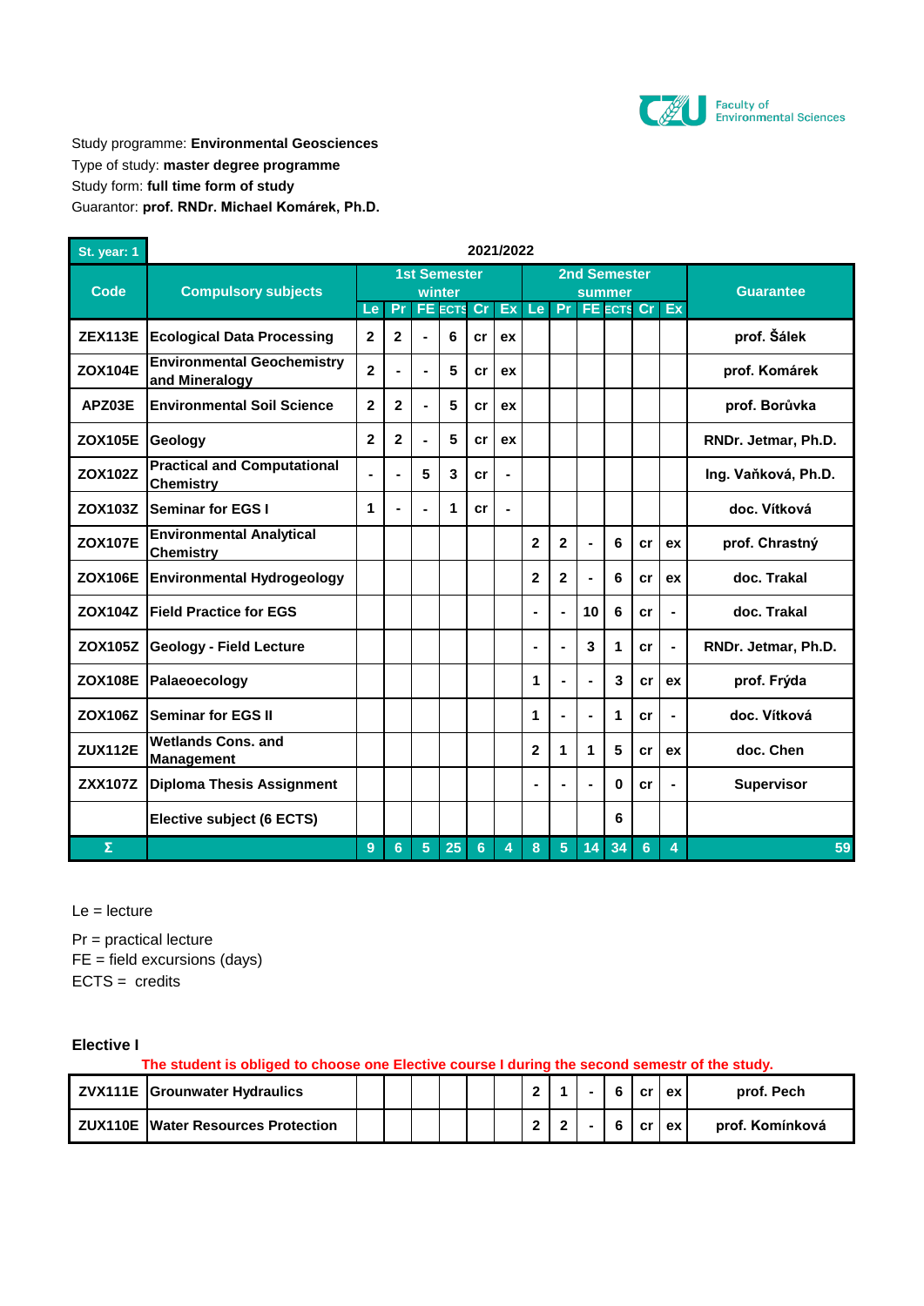Faculty of Environmental Sciences

Study programme: **Environmental Geosciences**
Type of study: **master degree programme**
Study form: **full time form of study**
Guarantor: **prof. RNDr. Michael Komárek, Ph.D.**

| St. year: 1 | 2021/2022 | | | | | | | | | | | | | |
|---|---|---|---|---|---|---|---|---|---|---|---|---|---|---|
| **Code** | **Compulsory subjects** | **1st Semester winter** | | | | | | **2nd Semester summer** | | | | | | **Guarantee** |
| | | Le | Pr | FE | ECTS | Cr | Ex | Le | Pr | FE | ECTS | Cr | Ex | |
| ZEX113E | Ecological Data Processing | 2 | 2 | - | 6 | cr | ex | | | | | | | prof. Šálek |
| ZOX104E | Environmental Geochemistry and Mineralogy | 2 | - | - | 5 | cr | ex | | | | | | | prof. Komárek |
| APZ03E | Environmental Soil Science | 2 | 2 | - | 5 | cr | ex | | | | | | | prof. Borůvka |
| ZOX105E | Geology | 2 | 2 | - | 5 | cr | ex | | | | | | | RNDr. Jetmar, Ph.D. |
| ZOX102Z | Practical and Computational Chemistry | - | - | 5 | 3 | cr | - | | | | | | | Ing. Vaňková, Ph.D. |
| ZOX103Z | Seminar for EGS I | 1 | - | - | 1 | cr | - | | | | | | | doc. Vítková |
| ZOX107E | Environmental Analytical Chemistry | | | | | | | 2 | 2 | - | 6 | cr | ex | prof. Chrastný |
| ZOX106E | Environmental Hydrogeology | | | | | | | 2 | 2 | - | 6 | cr | ex | doc. Trakal |
| ZOX104Z | Field Practice for EGS | | | | | | | - | - | 10 | 6 | cr | - | doc. Trakal |
| ZOX105Z | Geology - Field Lecture | | | | | | | - | - | 3 | 1 | cr | - | RNDr. Jetmar, Ph.D. |
| ZOX108E | Palaeoecology | | | | | | | 1 | - | - | 3 | cr | ex | prof. Frýda |
| ZOX106Z | Seminar for EGS II | | | | | | | 1 | - | - | 1 | cr | - | doc. Vítková |
| ZUX112E | Wetlands Cons. and Management | | | | | | | 2 | 1 | 1 | 5 | cr | ex | doc. Chen |
| ZXX107Z | Diploma Thesis Assignment | | | | | | | - | - | - | 0 | cr | - | Supervisor |
| | Elective subject (6 ECTS) | | | | | | | | | | 6 | | | |
| Σ | | 9 | 6 | 5 | 25 | 6 | 4 | 8 | 5 | 14 | 34 | 6 | 4 | 59 |

Le = lecture

Pr = practical lecture
FE = field excursions (days)
ECTS = credits

**Elective I**

The student is obliged to choose one Elective course I during the second semestr of the study.

| Code | Subject | Le | Pr | FE | ECTS | Cr | Ex | Le | Pr | FE | ECTS | Cr | Ex | Guarantee |
|---|---|---|---|---|---|---|---|---|---|---|---|---|---|---|
| ZVX111E | Grounwater Hydraulics | | | | | | | 2 | 1 | - | 6 | cr | ex | prof. Pech |
| ZUX110E | Water Resources Protection | | | | | | | 2 | 2 | - | 6 | cr | ex | prof. Komínková |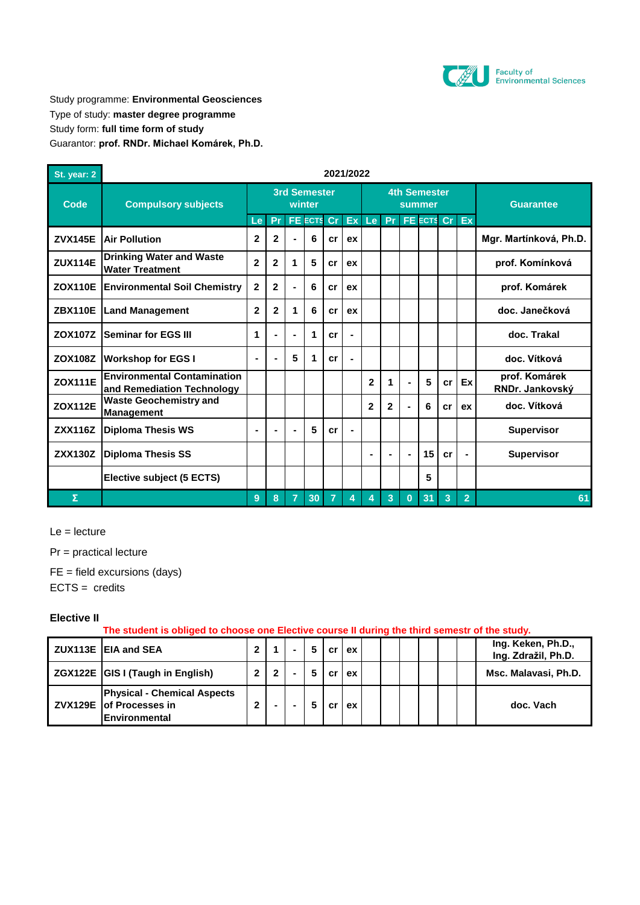Faculty of Environmental Sciences

Study programme: **Environmental Geosciences**
Type of study: **master degree programme**
Study form: **full time form of study**
Guarantor: **prof. RNDr. Michael Komárek, Ph.D.**

| St. year: 2 | 2021/2022 | | | | | | | | | | | | | |
|---|---|---|---|---|---|---|---|---|---|---|---|---|---|---|
| **Code** | **Compulsory subjects** | **3rd Semester winter** | | | | | | **4th Semester summer** | | | | | | **Guarantee** |
| | | Le | Pr | FE | ECTS | Cr | Ex | Le | Pr | FE | ECTS | Cr | Ex | |
| **ZVX145E** | **Air Pollution** | 2 | 2 | - | 6 | cr | ex | | | | | | | Mgr. Martínková, Ph.D. |
| **ZUX114E** | **Drinking Water and Waste Water Treatment** | 2 | 2 | 1 | 5 | cr | ex | | | | | | | prof. Komínková |
| **ZOX110E** | **Environmental Soil Chemistry** | 2 | 2 | - | 6 | cr | ex | | | | | | | prof. Komárek |
| **ZBX110E** | **Land Management** | 2 | 2 | 1 | 6 | cr | ex | | | | | | | doc. Janečková |
| **ZOX107Z** | **Seminar for EGS III** | 1 | - | - | 1 | cr | - | | | | | | | doc. Trakal |
| **ZOX108Z** | **Workshop for EGS I** | - | - | 5 | 1 | cr | - | | | | | | | doc. Vítková |
| **ZOX111E** | **Environmental Contamination and Remediation Technology** | | | | | | | 2 | 1 | - | 5 | cr | Ex | prof. Komárek RNDr. Jankovský |
| **ZOX112E** | **Waste Geochemistry and Management** | | | | | | | 2 | 2 | - | 6 | cr | ex | doc. Vítková |
| **ZXX116Z** | **Diploma Thesis WS** | - | - | - | 5 | cr | - | | | | | | | Supervisor |
| **ZXX130Z** | **Diploma Thesis SS** | | | | | | | - | - | - | 15 | cr | - | Supervisor |
| | **Elective subject (5 ECTS)** | | | | | | | | | | 5 | | | |
| **Σ** | | 9 | 8 | 7 | 30 | 7 | 4 | 4 | 3 | 0 | 31 | 3 | 2 | 61 |

Le = lecture

Pr = practical lecture

FE = field excursions (days)

ECTS = credits

**Elective II**

**The student is obliged to choose one Elective course II during the third semestr of the study.**

| | | | | | | | | | | | | | | |
|---|---|---|---|---|---|---|---|---|---|---|---|---|---|---|
| **ZUX113E** | **EIA and SEA** | 2 | 1 | - | 5 | cr | ex | | | | | | | Ing. Keken, Ph.D., Ing. Zdražil, Ph.D. |
| **ZGX122E** | **GIS I (Taugh in English)** | 2 | 2 | - | 5 | cr | ex | | | | | | | Msc. Malavasi, Ph.D. |
| **ZVX129E** | **Physical - Chemical Aspects of Processes in Environmental** | 2 | - | - | 5 | cr | ex | | | | | | | doc. Vach |